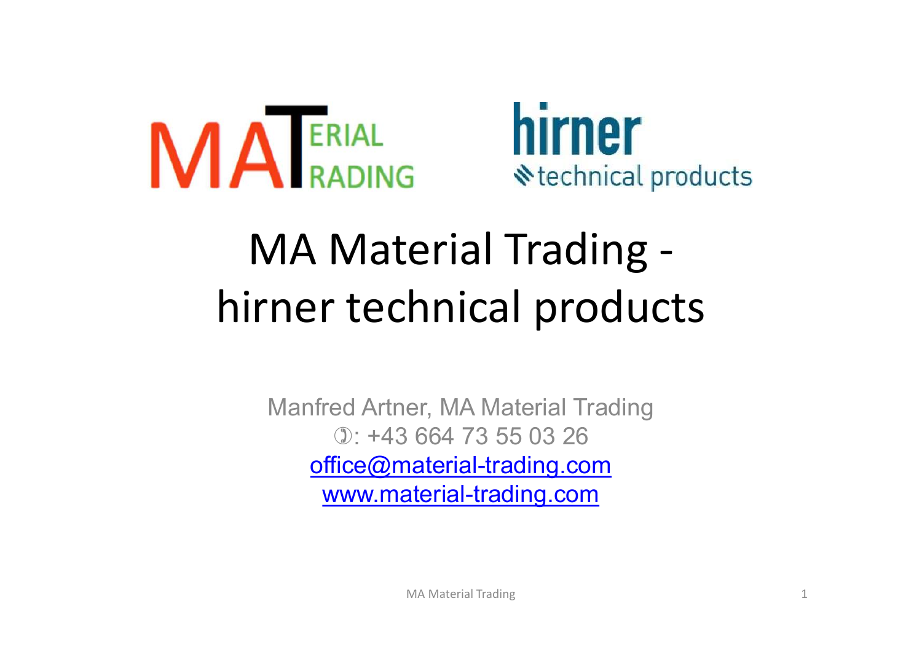MATERIAL TRADING

hirner technical products

# MA Material Trading - hirner technical products

Manfred Artner, MA Material Trading

✆: +43 664 73 55 03 26

office@material-trading.com

www.material-trading.com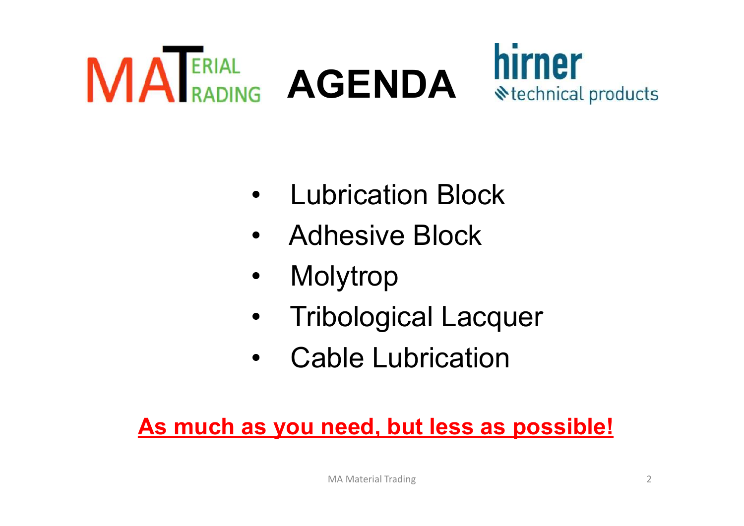# AGENDA

- Lubrication Block
- Adhesive Block
- Molytrop
- Tribological Lacquer
- Cable Lubrication

**As much as you need, but less as possible!**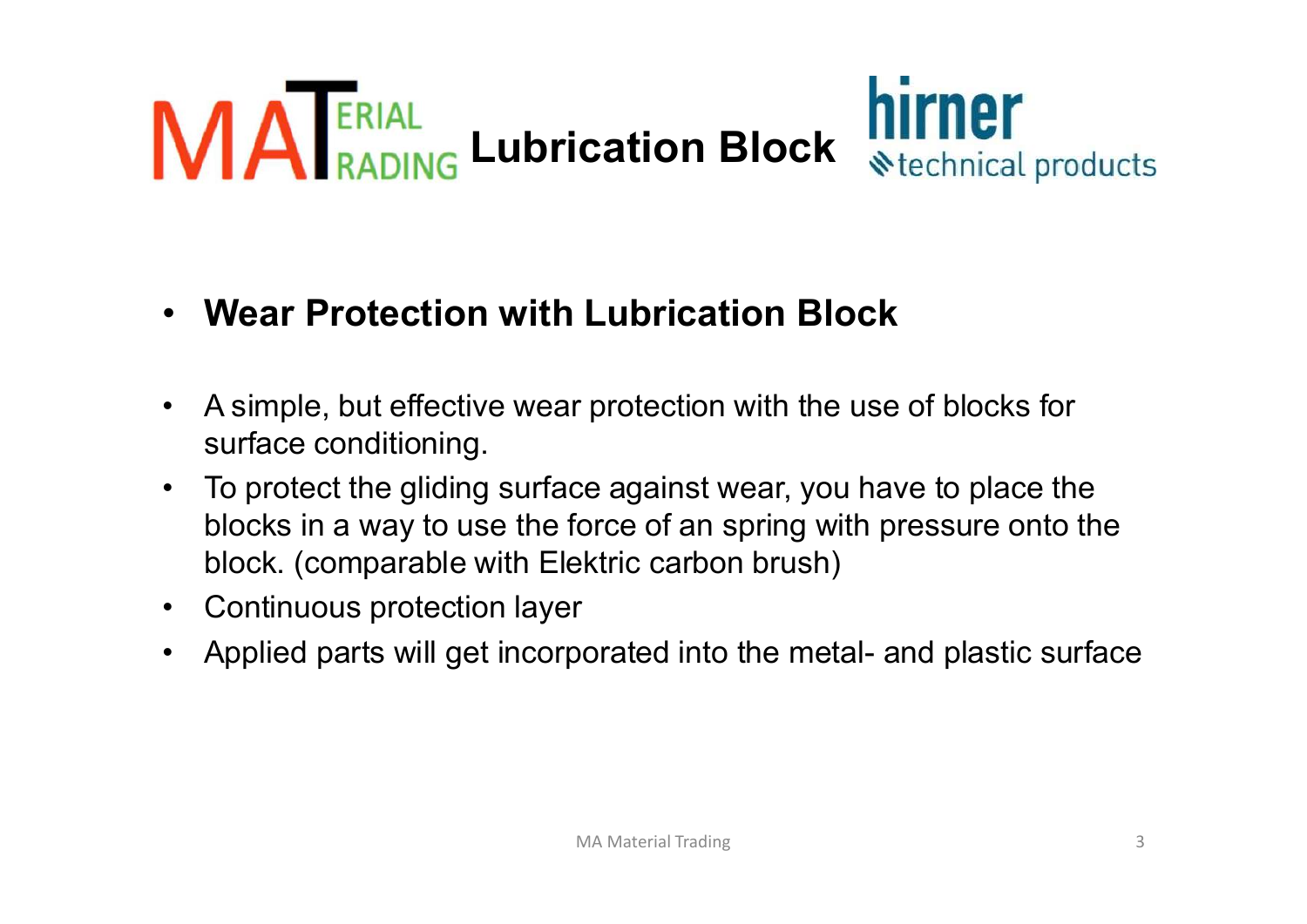# MATERIAL TRADING Lubrication Block hirner technical products

- **Wear Protection with Lubrication Block**

- A simple, but effective wear protection with the use of blocks for surface conditioning.
- To protect the gliding surface against wear, you have to place the blocks in a way to use the force of an spring with pressure onto the block. (comparable with Elektric carbon brush)
- Continuous protection layer
- Applied parts will get incorporated into the metal- and plastic surface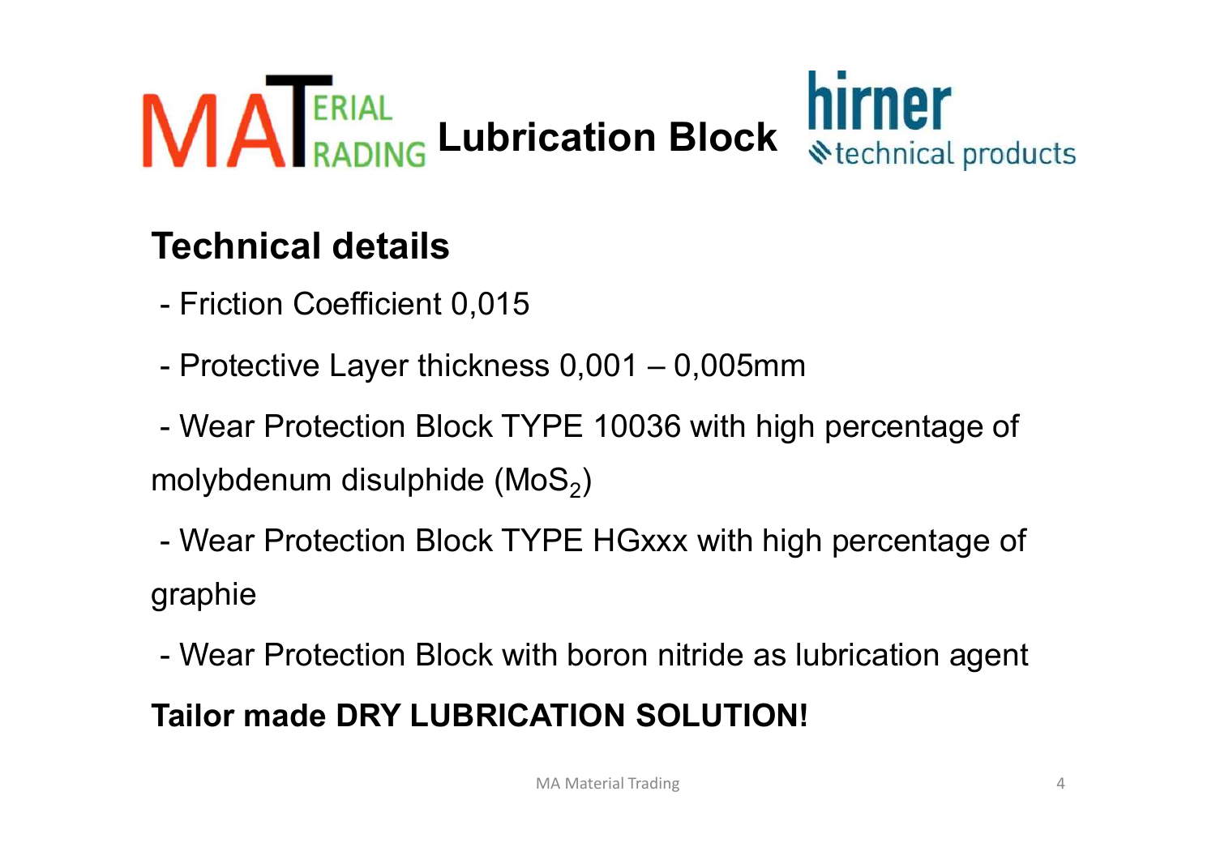# Lubrication Block

## Technical details

- Friction Coefficient 0,015
- Protective Layer thickness 0,001 – 0,005mm
- Wear Protection Block TYPE 10036 with high percentage of molybdenum disulphide ($MoS_2$)
- Wear Protection Block TYPE HGxxx with high percentage of graphie
- Wear Protection Block with boron nitride as lubrication agent

**Tailor made DRY LUBRICATION SOLUTION!**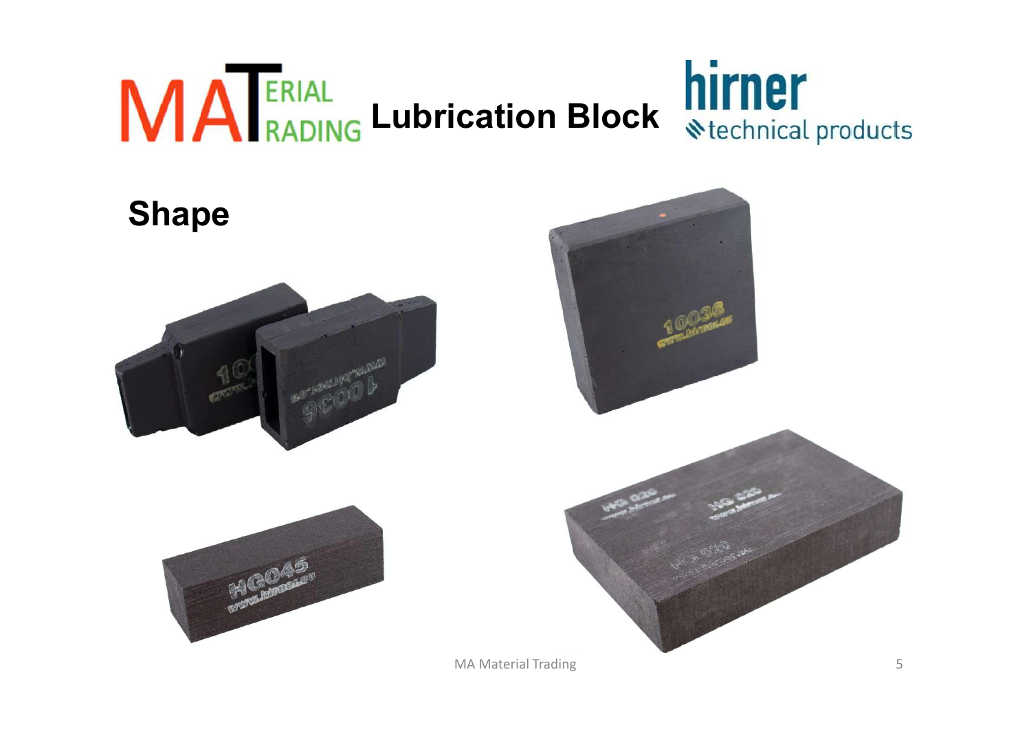# Lubrication Block

## Shape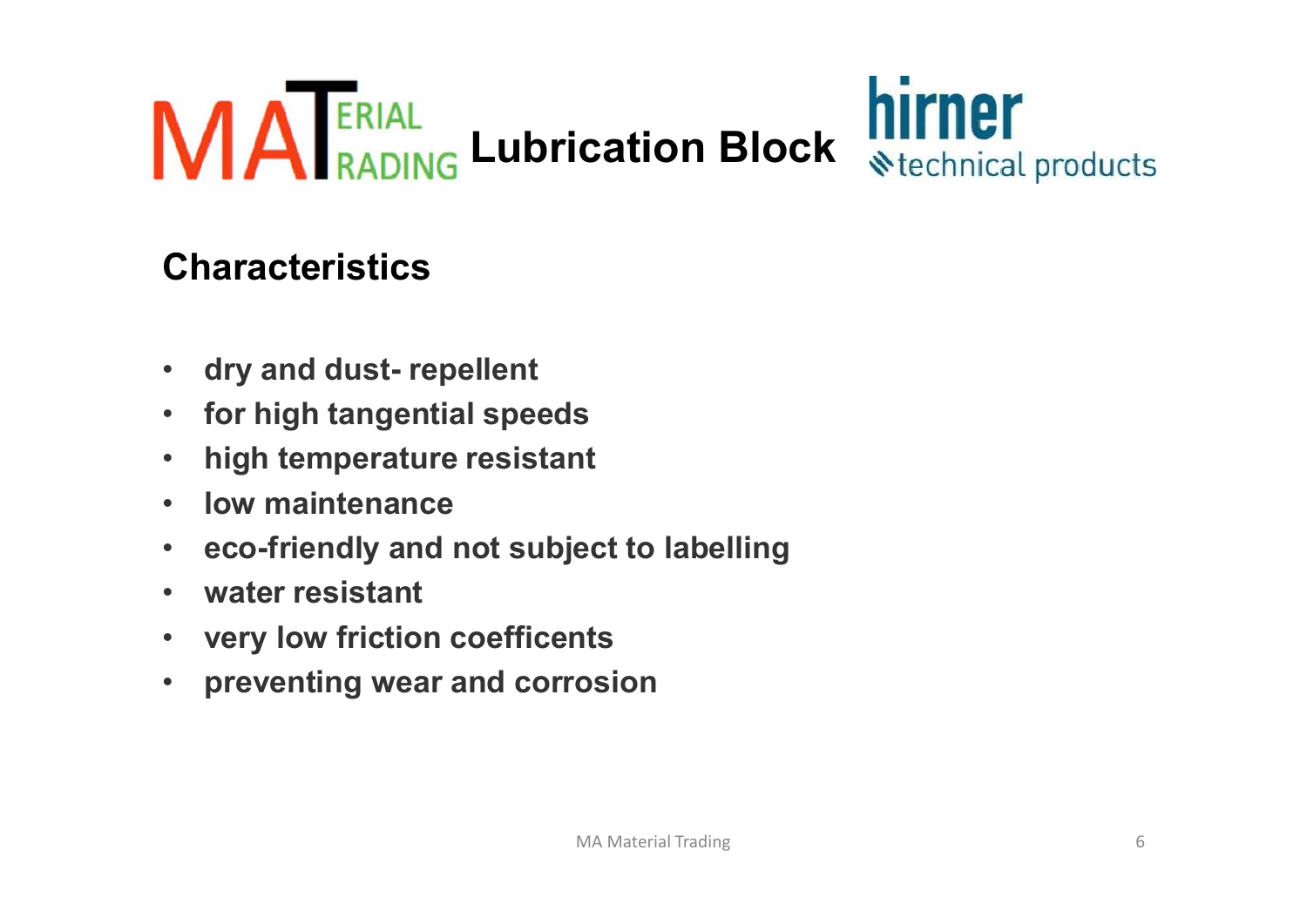# MATERIAL TRADING Lubrication Block hirner technical products

## Characteristics

- **dry and dust- repellent**
- **for high tangential speeds**
- **high temperature resistant**
- **low maintenance**
- **eco-friendly and not subject to labelling**
- **water resistant**
- **very low friction coefficents**
- **preventing wear and corrosion**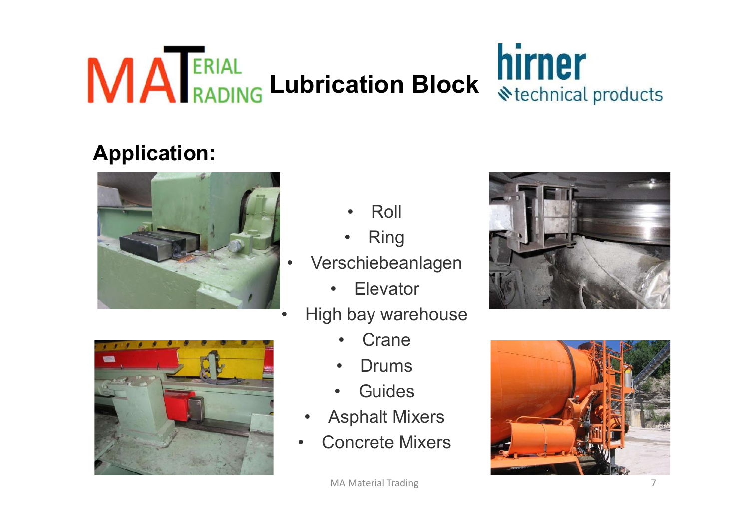# Lubrication Block

## Application:

- Roll
- Ring
- Verschiebeanlagen
- Elevator
- High bay warehouse
- Crane
- Drums
- Guides
- Asphalt Mixers
- Concrete Mixers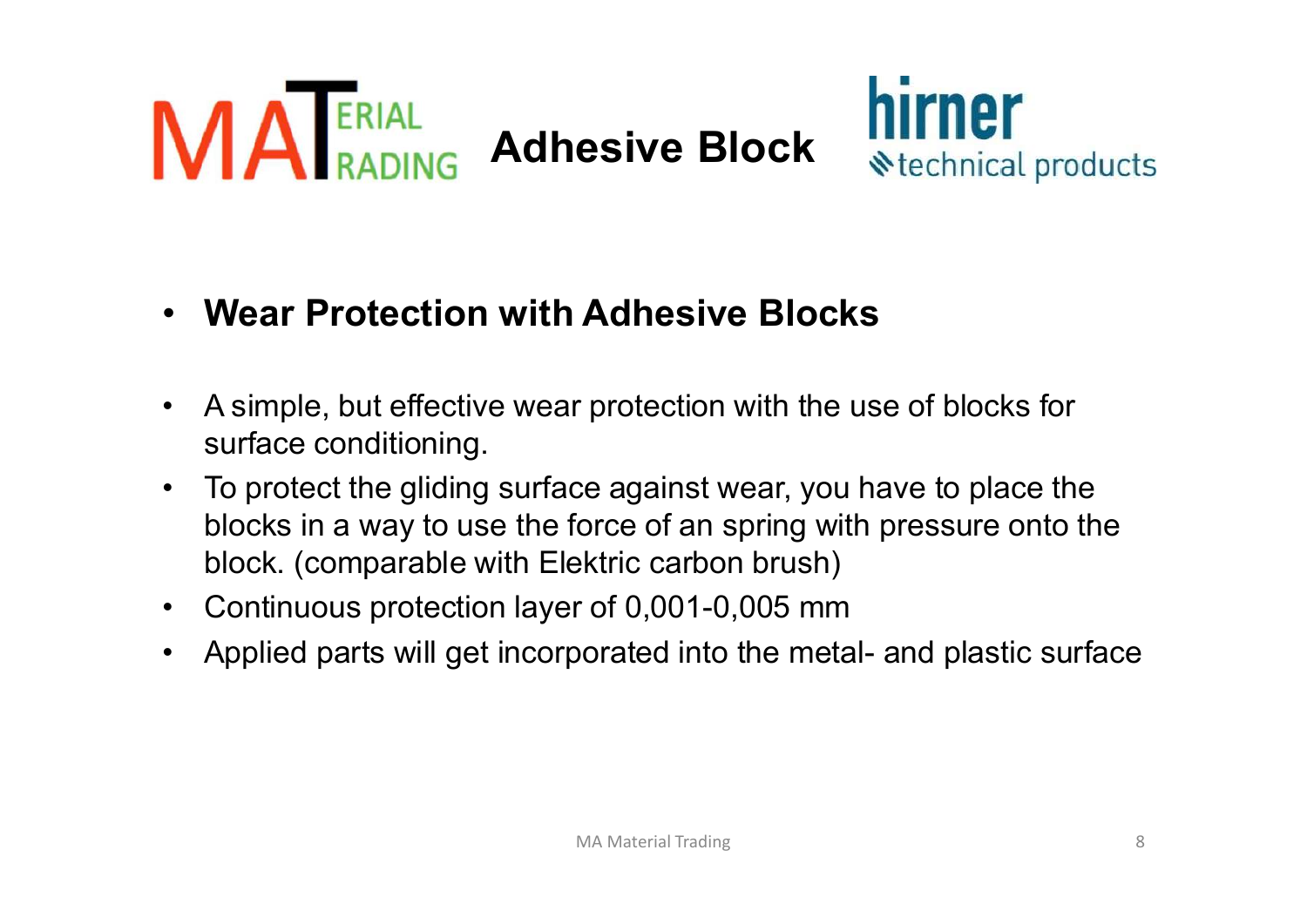# Adhesive Block

- **Wear Protection with Adhesive Blocks**

- A simple, but effective wear protection with the use of blocks for surface conditioning.
- To protect the gliding surface against wear, you have to place the blocks in a way to use the force of an spring with pressure onto the block. (comparable with Elektric carbon brush)
- Continuous protection layer of 0,001-0,005 mm
- Applied parts will get incorporated into the metal- and plastic surface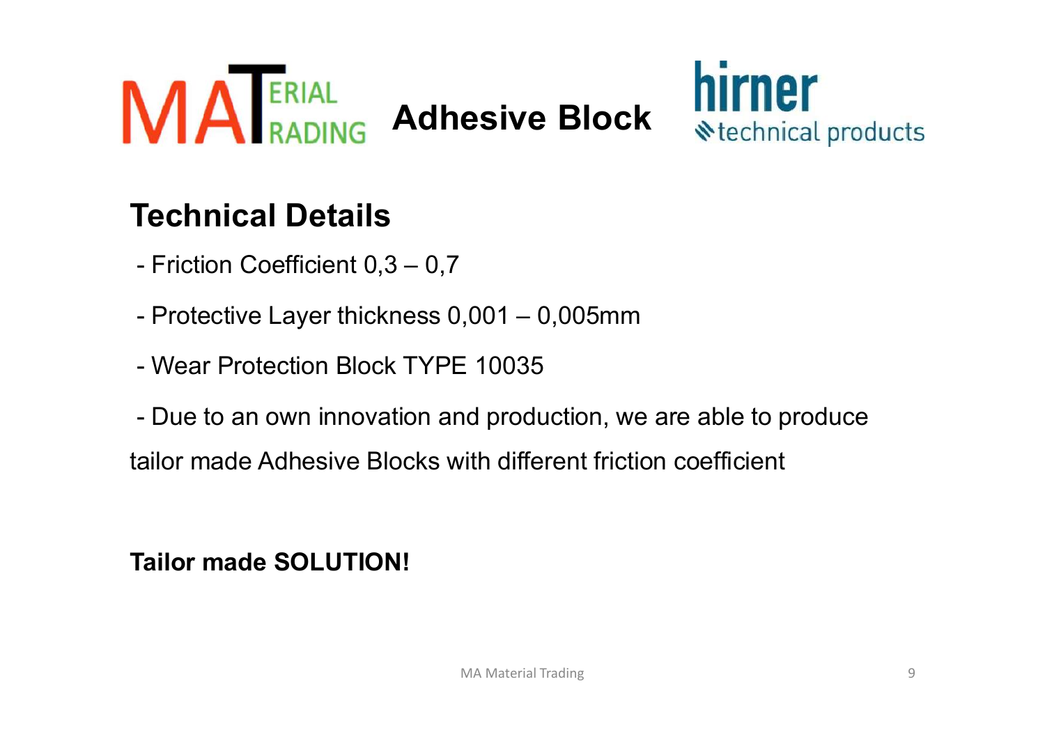MATERIAL TRADING

# Adhesive Block

hirner technical products

## Technical Details

- Friction Coefficient 0,3 – 0,7
- Protective Layer thickness 0,001 – 0,005mm
- Wear Protection Block TYPE 10035
- Due to an own innovation and production, we are able to produce tailor made Adhesive Blocks with different friction coefficient

**Tailor made SOLUTION!**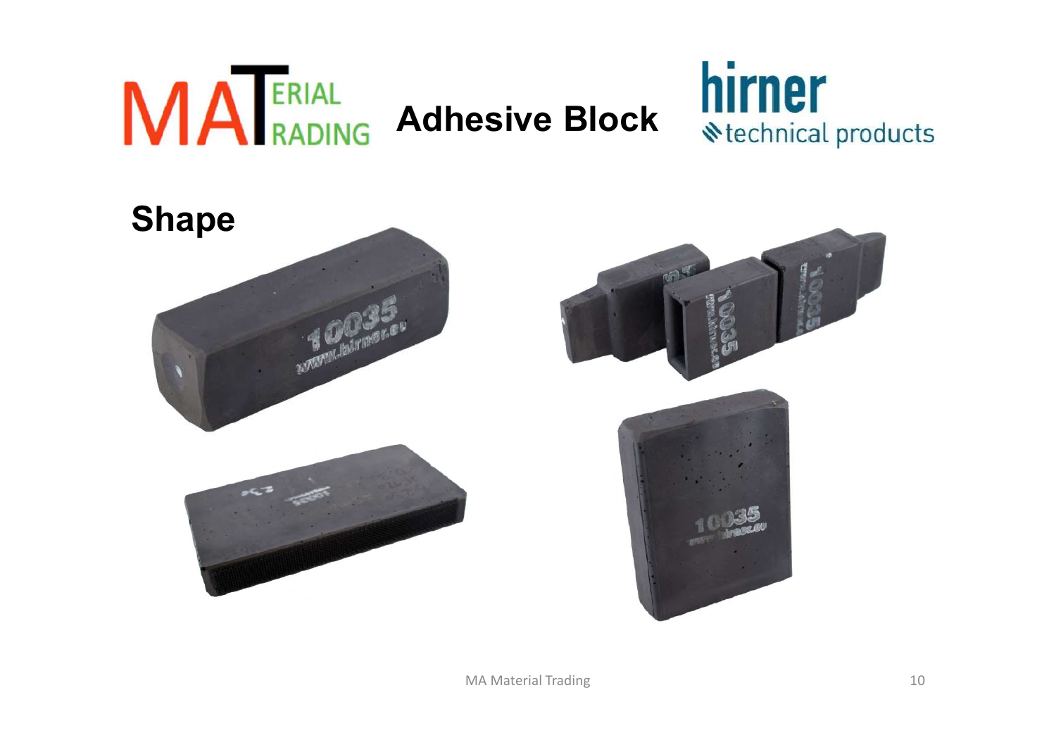# Adhesive Block

## Shape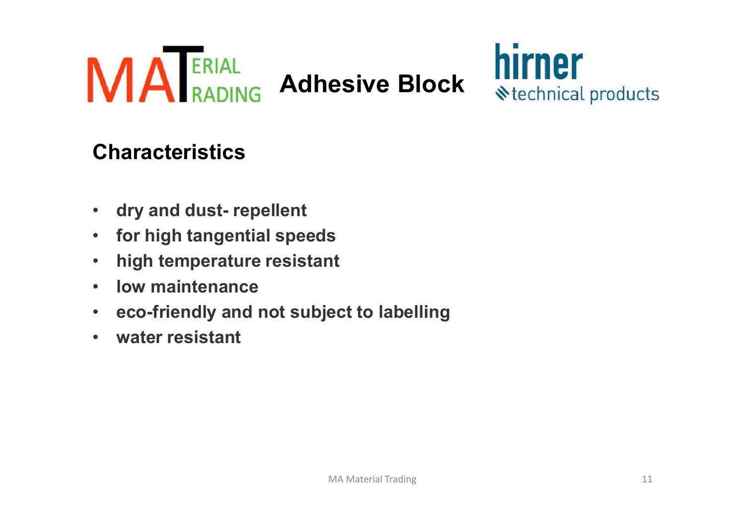# Adhesive Block

## Characteristics

- **dry and dust- repellent**
- **for high tangential speeds**
- **high temperature resistant**
- **low maintenance**
- **eco-friendly and not subject to labelling**
- **water resistant**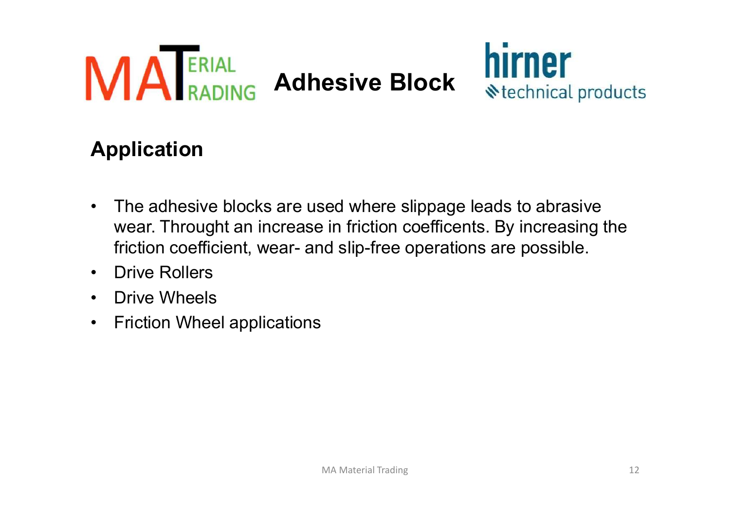# Adhesive Block

## Application

- The adhesive blocks are used where slippage leads to abrasive wear. Throught an increase in friction coefficents. By increasing the friction coefficient, wear- and slip-free operations are possible.
- Drive Rollers
- Drive Wheels
- Friction Wheel applications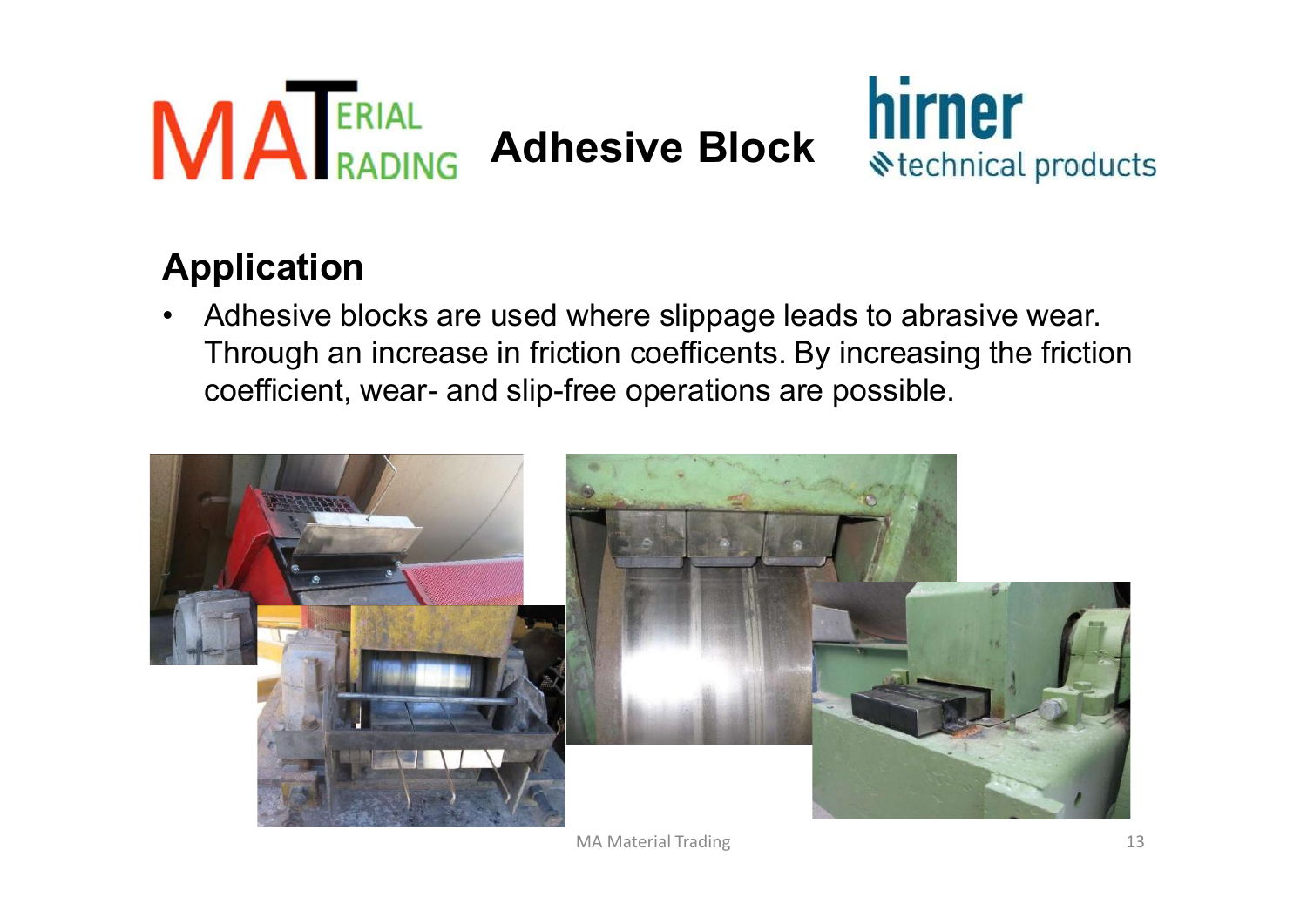# Adhesive Block

## Application

- Adhesive blocks are used where slippage leads to abrasive wear. Through an increase in friction coefficents. By increasing the friction coefficient, wear- and slip-free operations are possible.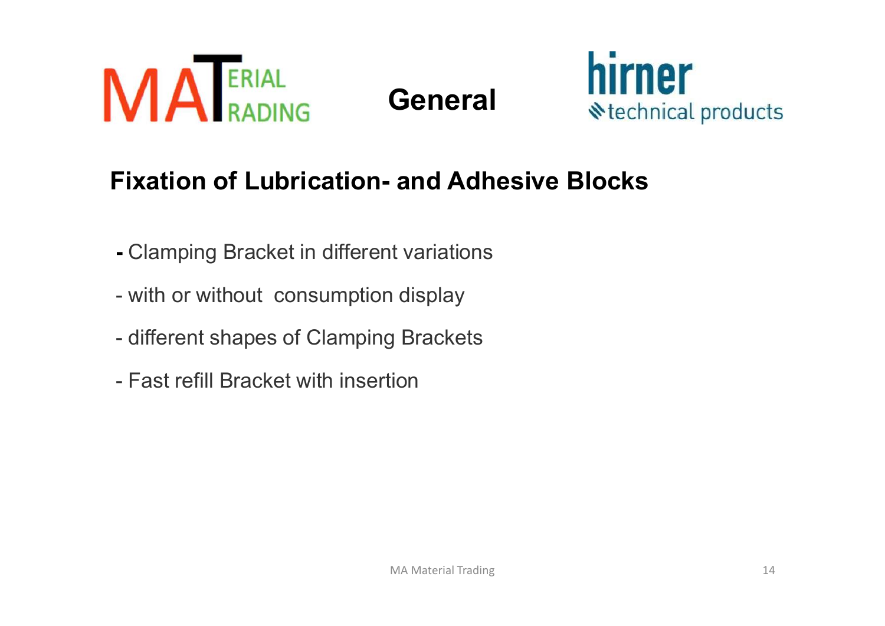# General

## Fixation of Lubrication- and Adhesive Blocks

- Clamping Bracket in different variations
- with or without consumption display
- different shapes of Clamping Brackets
- Fast refill Bracket with insertion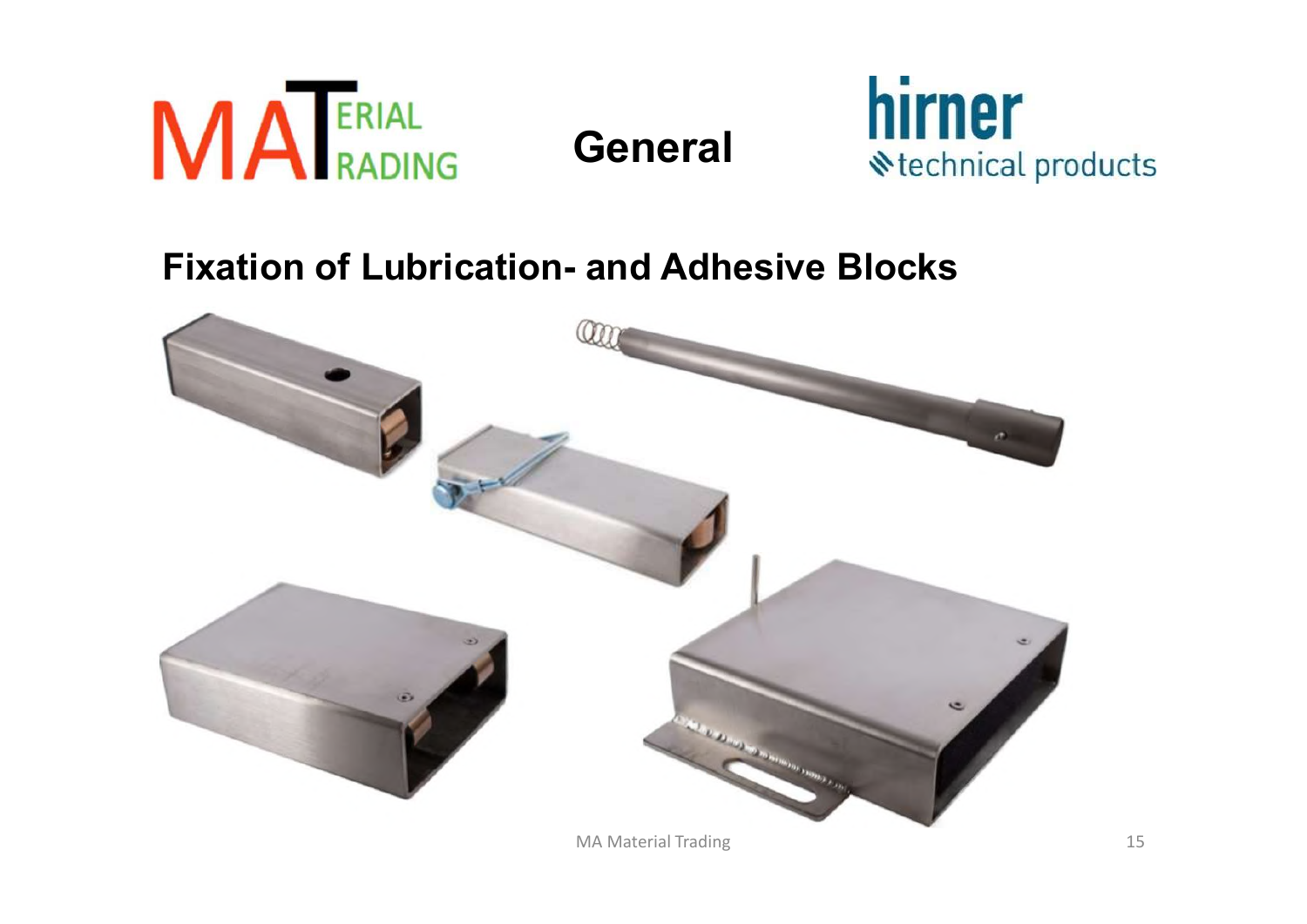# General

## Fixation of Lubrication- and Adhesive Blocks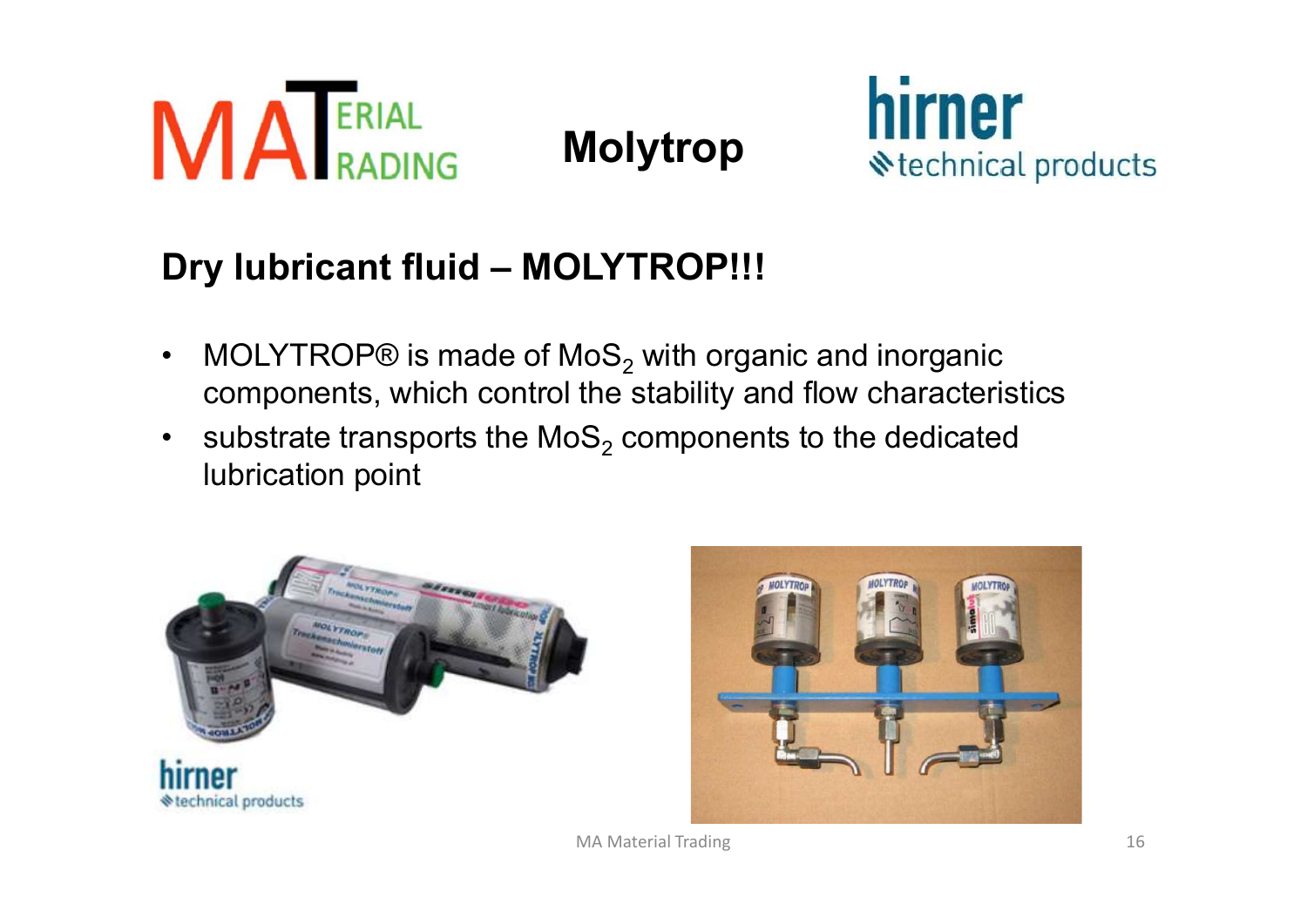# Molytrop

## Dry lubricant fluid – MOLYTROP!!!

- MOLYTROP® is made of $MoS_2$ with organic and inorganic components, which control the stability and flow characteristics
- substrate transports the $MoS_2$ components to the dedicated lubrication point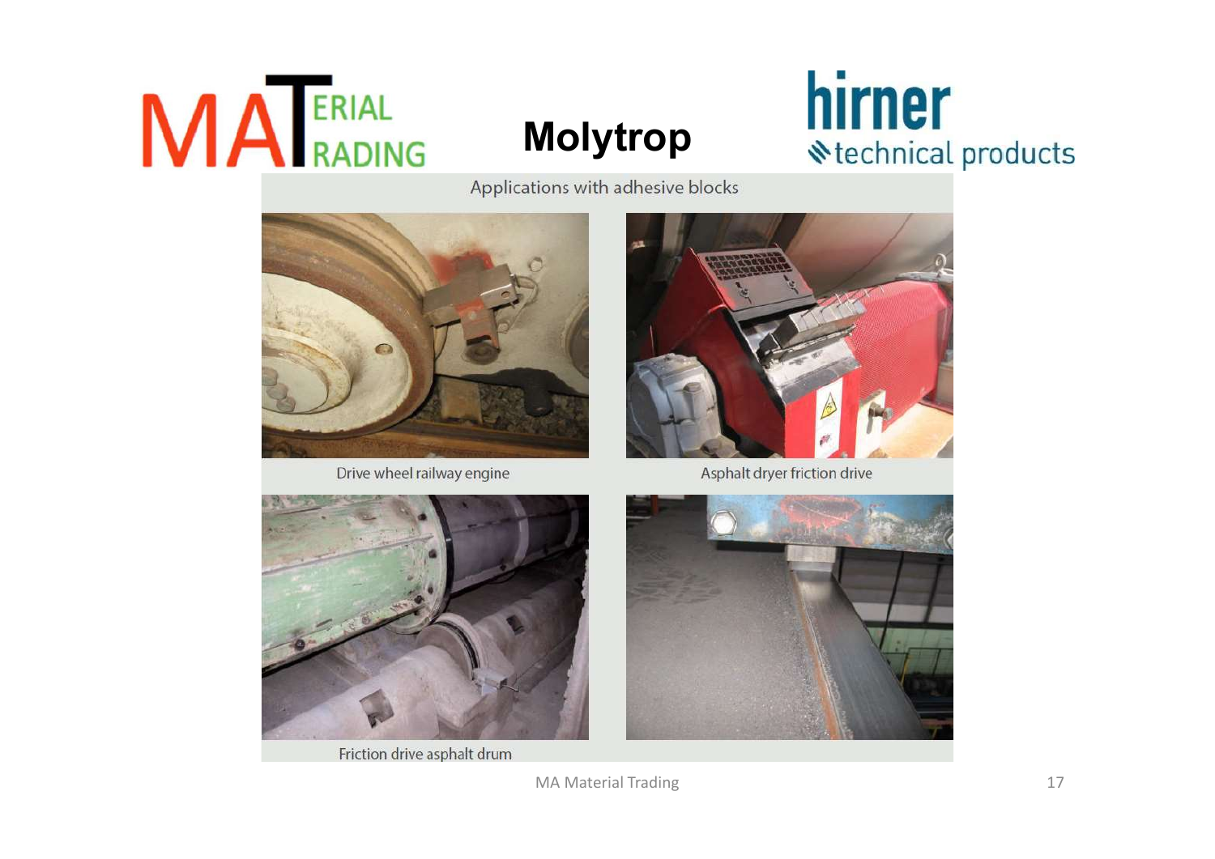# Molytrop

Applications with adhesive blocks

Drive wheel railway engine

Asphalt dryer friction drive

Friction drive asphalt drum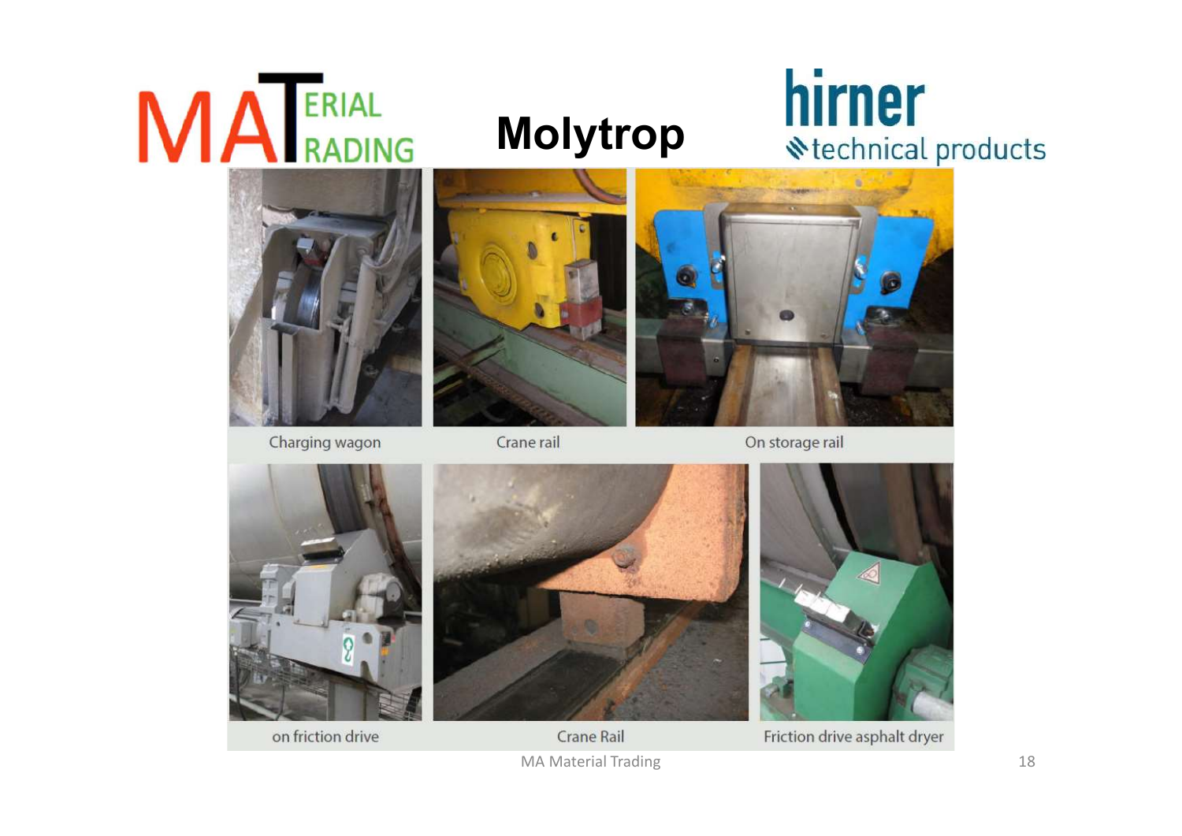# Molytrop

Charging wagon

Crane rail

On storage rail

on friction drive

Crane Rail

Friction drive asphalt dryer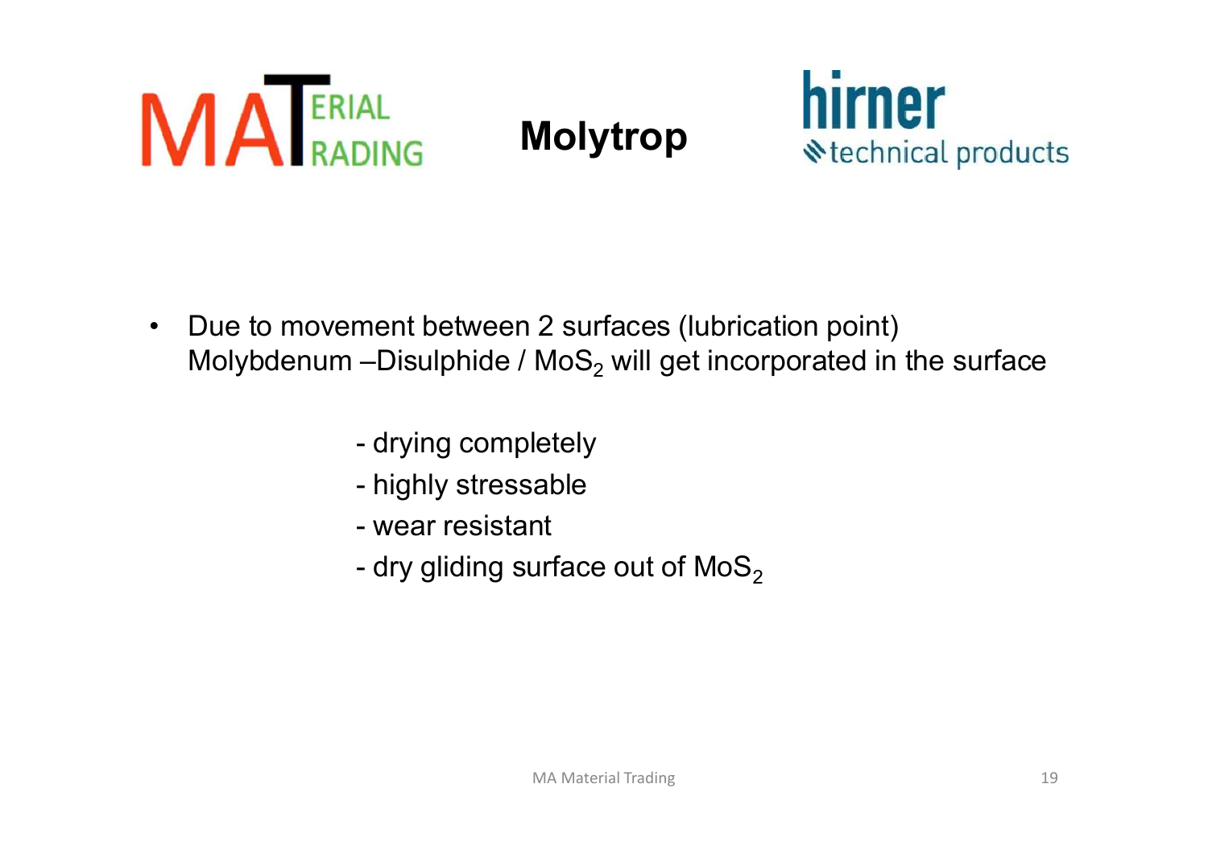# Molytrop

- Due to movement between 2 surfaces (lubrication point) Molybdenum –Disulphide / $MoS_2$ will get incorporated in the surface

  - drying completely
  - highly stressable
  - wear resistant
  - dry gliding surface out of $MoS_2$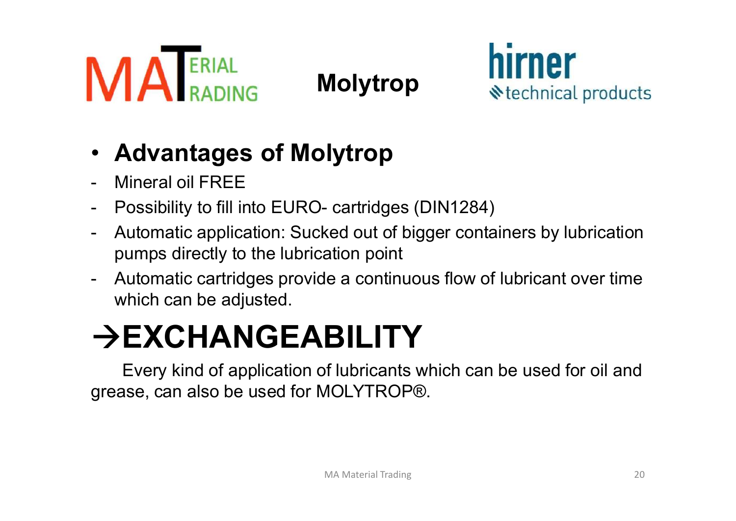# Molytrop

- **Advantages of Molytrop**

- Mineral oil FREE
- Possibility to fill into EURO- cartridges (DIN1284)
- Automatic application: Sucked out of bigger containers by lubrication pumps directly to the lubrication point
- Automatic cartridges provide a continuous flow of lubricant over time which can be adjusted.

# →EXCHANGEABILITY

Every kind of application of lubricants which can be used for oil and grease, can also be used for MOLYTROP®.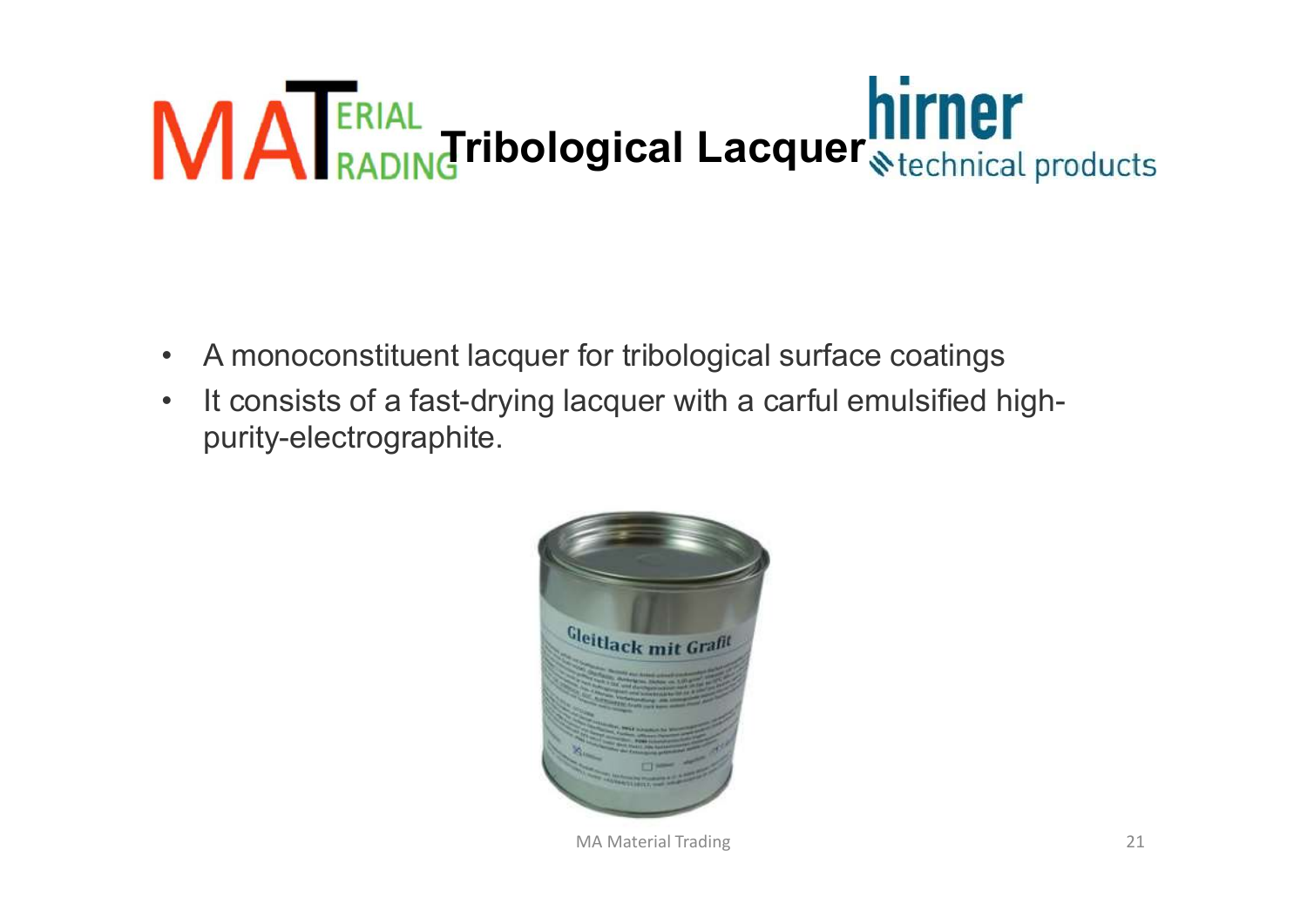# Tribological Lacquer

- A monoconstituent lacquer for tribological surface coatings
- It consists of a fast-drying lacquer with a carful emulsified high-purity-electrographite.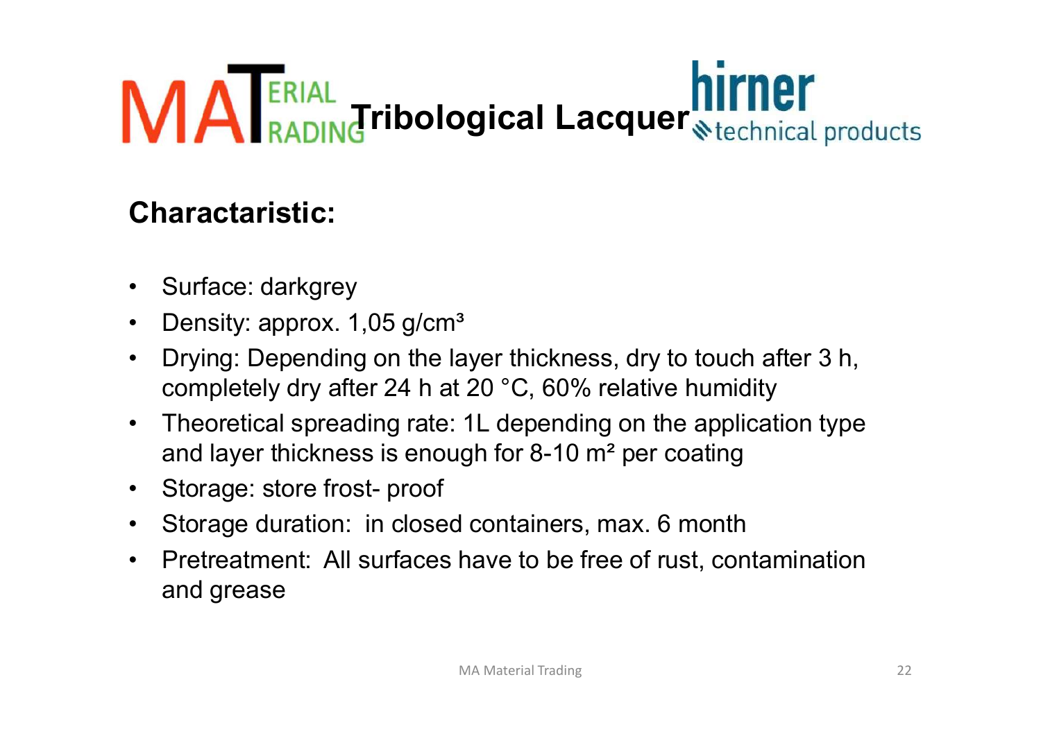# Tribological Lacquer

## Charactaristic:

- Surface: darkgrey
- Density: approx. 1,05 g/cm³
- Drying: Depending on the layer thickness, dry to touch after 3 h, completely dry after 24 h at 20 °C, 60% relative humidity
- Theoretical spreading rate: 1L depending on the application type and layer thickness is enough for 8-10 m² per coating
- Storage: store frost- proof
- Storage duration: in closed containers, max. 6 month
- Pretreatment: All surfaces have to be free of rust, contamination and grease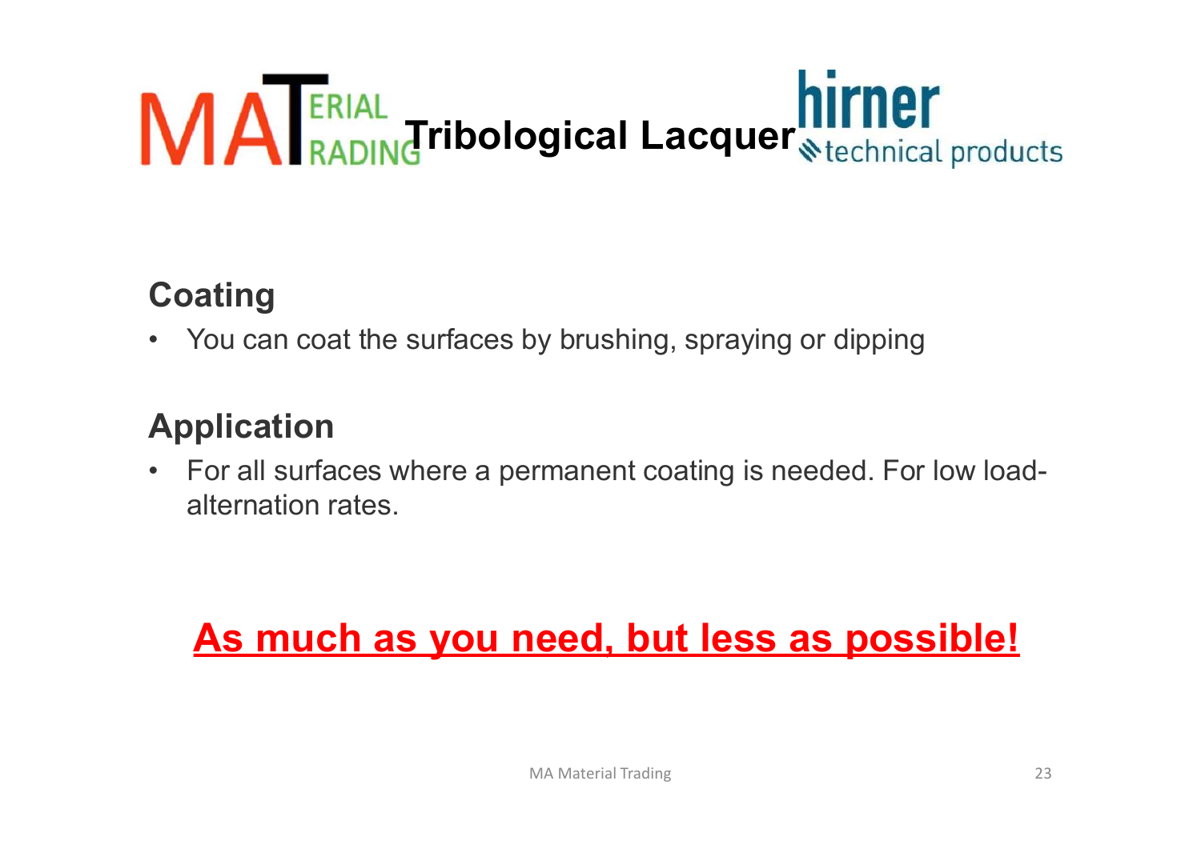# Tribological Lacquer

## Coating

- You can coat the surfaces by brushing, spraying or dipping

## Application

- For all surfaces where a permanent coating is needed. For low load-alternation rates.

**<u>As much as you need, but less as possible!</u>**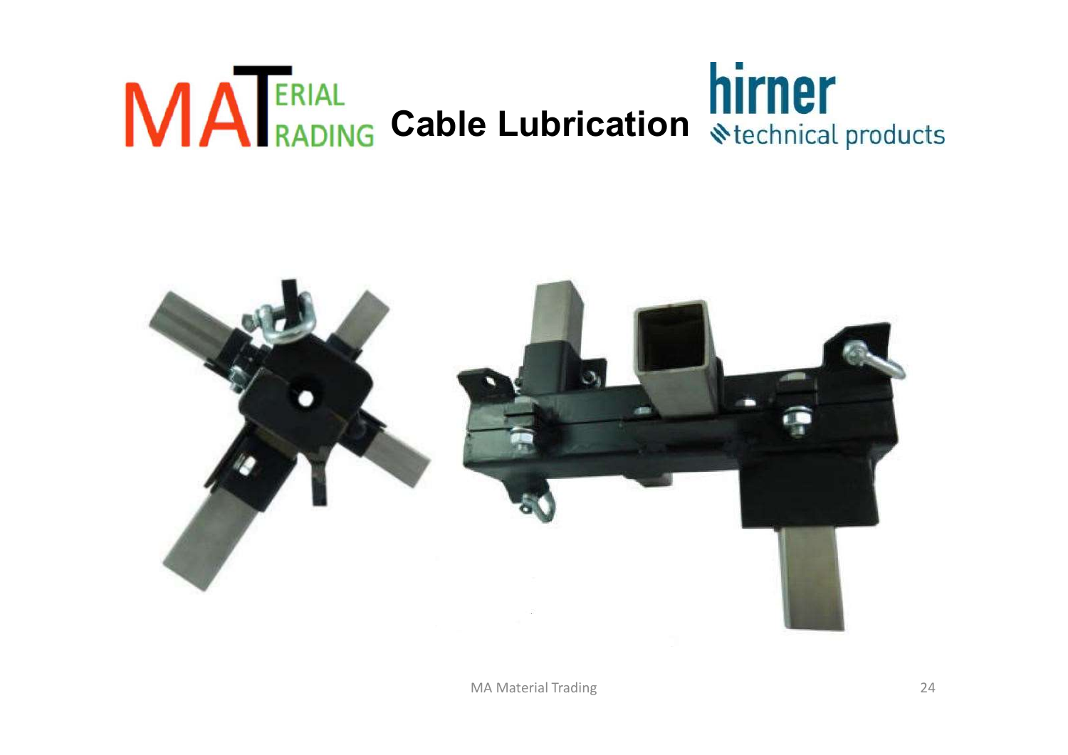# Cable Lubrication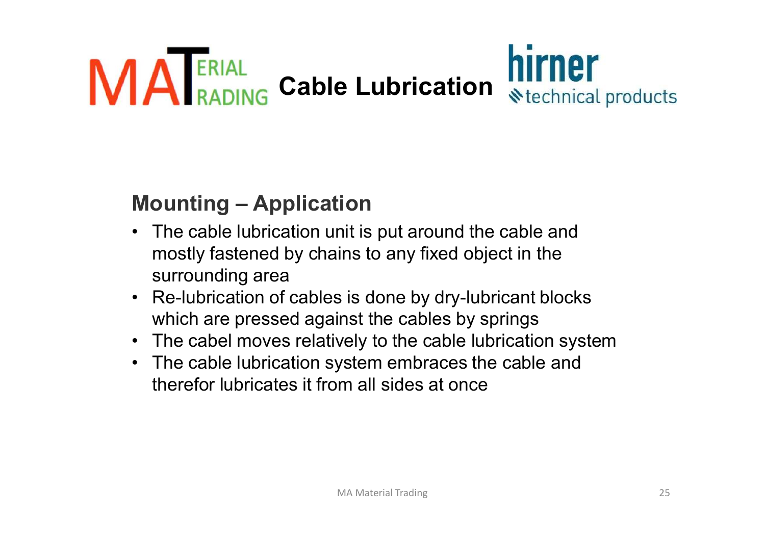# Cable Lubrication

## Mounting – Application

- The cable lubrication unit is put around the cable and mostly fastened by chains to any fixed object in the surrounding area
- Re-lubrication of cables is done by dry-lubricant blocks which are pressed against the cables by springs
- The cabel moves relatively to the cable lubrication system
- The cable lubrication system embraces the cable and therefor lubricates it from all sides at once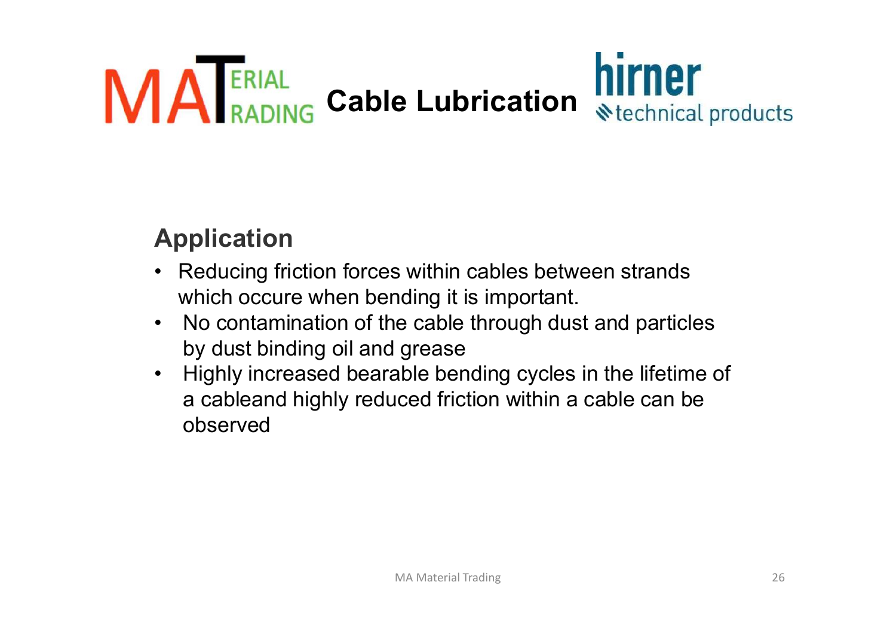# MATERIAL TRADING Cable Lubrication hirner technical products

## Application

- Reducing friction forces within cables between strands which occure when bending it is important.
- No contamination of the cable through dust and particles by dust binding oil and grease
- Highly increased bearable bending cycles in the lifetime of a cableand highly reduced friction within a cable can be observed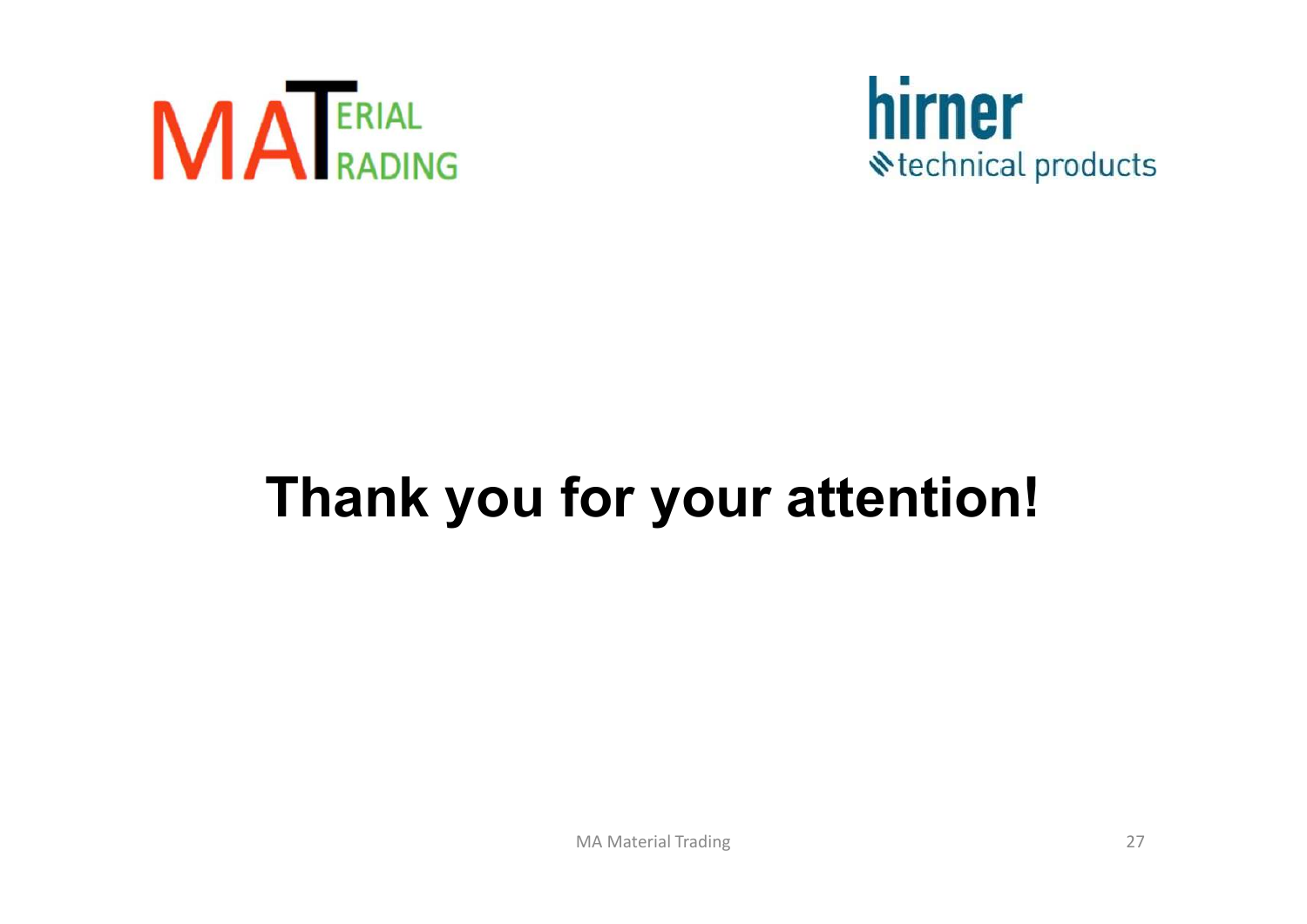MATERIAL TRADING

hirner technical products

# Thank you for your attention!